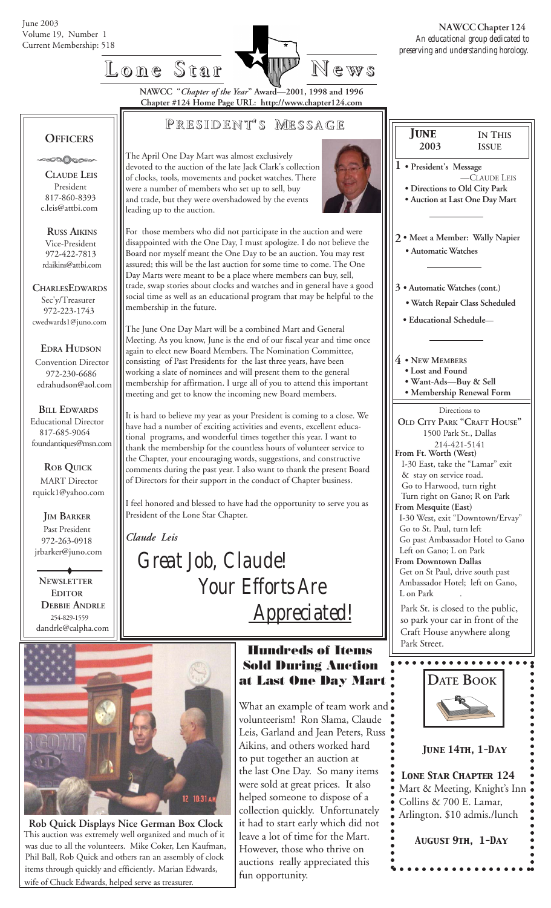June 2003
Volume 19, Number 1
Current Membership: 518

**NAWCC Chapter 124**
*An educational group dedicated to preserving and understanding horology.*

# Lone Star News

**NAWCC "*Chapter of the Year*" Award—2001, 1998 and 1996**
**Chapter #124 Home Page URL: http://www.chapter124.com**

## Officers

**Claude Leis**
President
817-860-8393
c.leis@attbi.com

**Russ Aikins**
Vice-President
972-422-7813
rdaikins@attbi.com

**CharlesEdwards**
Sec'y/Treasurer
972-223-1743
cwedwards1@juno.com

**Edra Hudson**
Convention Director
972-230-6686
edrahudson@aol.com

**Bill Edwards**
Educational Director
817-685-9064
foundantiques@msn.com

**Rob Quick**
MART Director
rquick1@yahoo.com

**Jim Barker**
Past President
972-263-0918
jrbarker@juno.com

**Newsletter Editor**
**Debbie Andrle**
254-829-1559
dandrle@calpha.com

## President's Message

The April One Day Mart was almost exclusively devoted to the auction of the late Jack Clark's collection of clocks, tools, movements and pocket watches. There were a number of members who set up to sell, buy and trade, but they were overshadowed by the events leading up to the auction.

For those members who did not participate in the auction and were disappointed with the One Day, I must apologize. I do not believe the Board nor myself meant the One Day to be an auction. You may rest assured; this will be the last auction for some time to come. The One Day Marts were meant to be a place where members can buy, sell, trade, swap stories about clocks and watches and in general have a good social time as well as an educational program that may be helpful to the membership in the future.

The June One Day Mart will be a combined Mart and General Meeting. As you know, June is the end of our fiscal year and time once again to elect new Board Members. The Nomination Committee, consisting of Past Presidents for the last three years, have been working a slate of nominees and will present them to the general membership for affirmation. I urge all of you to attend this important meeting and get to know the incoming new Board members.

It is hard to believe my year as your President is coming to a close. We have had a number of exciting activities and events, excellent educational programs, and wonderful times together this year. I want to thank the membership for the countless hours of volunteer service to the Chapter, your encouraging words, suggestions, and constructive comments during the past year. I also want to thank the present Board of Directors for their support in the conduct of Chapter business.

I feel honored and blessed to have had the opportunity to serve you as President of the Lone Star Chapter.

*Claude Leis*

*Great Job, Claude! Your Efforts Are Appreciated!*

## June 2003 — In This Issue

1 • **President's Message** —Claude Leis
• **Directions to Old City Park**
• **Auction at Last One Day Mart**

2 • **Meet a Member: Wally Napier**
• **Automatic Watches**

3 • **Automatic Watches (cont.)**
• **Watch Repair Class Scheduled**
• **Educational Schedule**—

4 • **New Members**
• **Lost and Found**
• **Want-Ads—Buy & Sell**
• **Membership Renewal Form**

Directions to
**Old City Park "Craft House"**
1500 Park St., Dallas
214-421-5141

**From Ft. Worth (West)**
I-30 East, take the "Lamar" exit & stay on service road.
Go to Harwood, turn right
Turn right on Gano; R on Park

**From Mesquite (East)**
I-30 West, exit "Downtown/Ervay"
Go to St. Paul, turn left
Go past Ambassador Hotel to Gano
Left on Gano; L on Park

**From Downtown Dallas**
Get on St Paul, drive south past Ambassador Hotel; left on Gano, L on Park

Park St. is closed to the public, so park your car in front of the Craft House anywhere along Park Street.

**Rob Quick Displays Nice German Box Clock**
This auction was extremely well organized and much of it was due to all the volunteers. Mike Coker, Len Kaufman, Phil Ball, Rob Quick and others ran an assembly of clock items through quickly and efficiently. Marian Edwards, wife of Chuck Edwards, helped serve as treasurer.

## Hundreds of Items Sold During Auction at Last One Day Mart

What an example of team work and volunteerism! Ron Slama, Claude Leis, Garland and Jean Peters, Russ Aikins, and others worked hard to put together an auction at the last One Day. So many items were sold at great prices. It also helped someone to dispose of a collection quickly. Unfortunately it had to start early which did not leave a lot of time for the Mart. However, those who thrive on auctions really appreciated this fun opportunity.

## Date Book

***June 14th, 1-Day***

**Lone Star Chapter 124**
Mart & Meeting, Knight's Inn
Collins & 700 E. Lamar,
Arlington. $10 admis./lunch

***August 9th, 1-Day***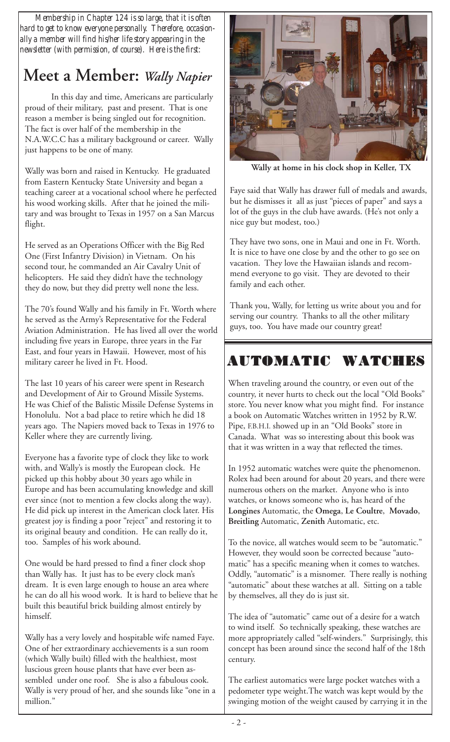*Membership in Chapter 124 is so large, that it is often hard to get to know everyone personally. Therefore, occasionally a member will find his/her life story appearing in the newsletter (with permission, of course). Here is the first:*

# Meet a Member: *Wally Napier*

In this day and time, Americans are particularly proud of their military, past and present. That is one reason a member is being singled out for recognition. The fact is over half of the membership in the N.A.W.C.C has a military background or career. Wally just happens to be one of many.

Wally was born and raised in Kentucky. He graduated from Eastern Kentucky State University and began a teaching career at a vocational school where he perfected his wood working skills. After that he joined the military and was brought to Texas in 1957 on a San Marcus flight.

He served as an Operations Officer with the Big Red One (First Infantry Division) in Vietnam. On his second tour, he commanded an Air Cavalry Unit of helicopters. He said they didn't have the technology they do now, but they did pretty well none the less.

The 70's found Wally and his family in Ft. Worth where he served as the Army's Representative for the Federal Aviation Administration. He has lived all over the world including five years in Europe, three years in the Far East, and four years in Hawaii. However, most of his military career he lived in Ft. Hood.

The last 10 years of his career were spent in Research and Development of Air to Ground Missile Systems. He was Chief of the Balistic Missile Defense Systems in Honolulu. Not a bad place to retire which he did 18 years ago. The Napiers moved back to Texas in 1976 to Keller where they are currently living.

Everyone has a favorite type of clock they like to work with, and Wally's is mostly the European clock. He picked up this hobby about 30 years ago while in Europe and has been accumulating knowledge and skill ever since (not to mention a few clocks along the way). He did pick up interest in the American clock later. His greatest joy is finding a poor "reject" and restoring it to its original beauty and condition. He can really do it, too. Samples of his work abound.

One would be hard pressed to find a finer clock shop than Wally has. It just has to be every clock man's dream. It is even large enough to house an area where he can do all his wood work. It is hard to believe that he built this beautiful brick building almost entirely by himself.

Wally has a very lovely and hospitable wife named Faye. One of her extraordinary acchievements is a sun room (which Wally built) filled with the healthiest, most luscious green house plants that have ever been assembled under one roof. She is also a fabulous cook. Wally is very proud of her, and she sounds like "one in a million."

**Wally at home in his clock shop in Keller, TX**

Faye said that Wally has drawer full of medals and awards, but he dismisses it all as just "pieces of paper" and says a lot of the guys in the club have awards. (He's not only a nice guy but modest, too.)

They have two sons, one in Maui and one in Ft. Worth. It is nice to have one close by and the other to go see on vacation. They love the Hawaiian islands and recommend everyone to go visit. They are devoted to their family and each other.

Thank you, Wally, for letting us write about you and for serving our country. Thanks to all the other military guys, too. You have made our country great!

## AUTOMATIC WATCHES

When traveling around the country, or even out of the country, it never hurts to check out the local "Old Books" store. You never know what you might find. For instance a book on Automatic Watches written in 1952 by R.W. Pipe, F.B.H.I. showed up in an "Old Books" store in Canada. What was so interesting about this book was that it was written in a way that reflected the times.

In 1952 automatic watches were quite the phenomenon. Rolex had been around for about 20 years, and there were numerous others on the market. Anyone who is into watches, or knows someone who is, has heard of the **Longines** Automatic, the **Omega**, **Le Coultre**, **Movado**, **Breitling** Automatic, **Zenith** Automatic, etc.

To the novice, all watches would seem to be "automatic." However, they would soon be corrected because "automatic" has a specific meaning when it comes to watches. Oddly, "automatic" is a misnomer. There really is nothing "automatic" about these watches at all. Sitting on a table by themselves, all they do is just sit.

The idea of "automatic" came out of a desire for a watch to wind itself. So technically speaking, these watches are more appropriately called "self-winders." Surprisingly, this concept has been around since the second half of the 18th century.

The earliest automatics were large pocket watches with a pedometer type weight.The watch was kept would by the swinging motion of the weight caused by carrying it in the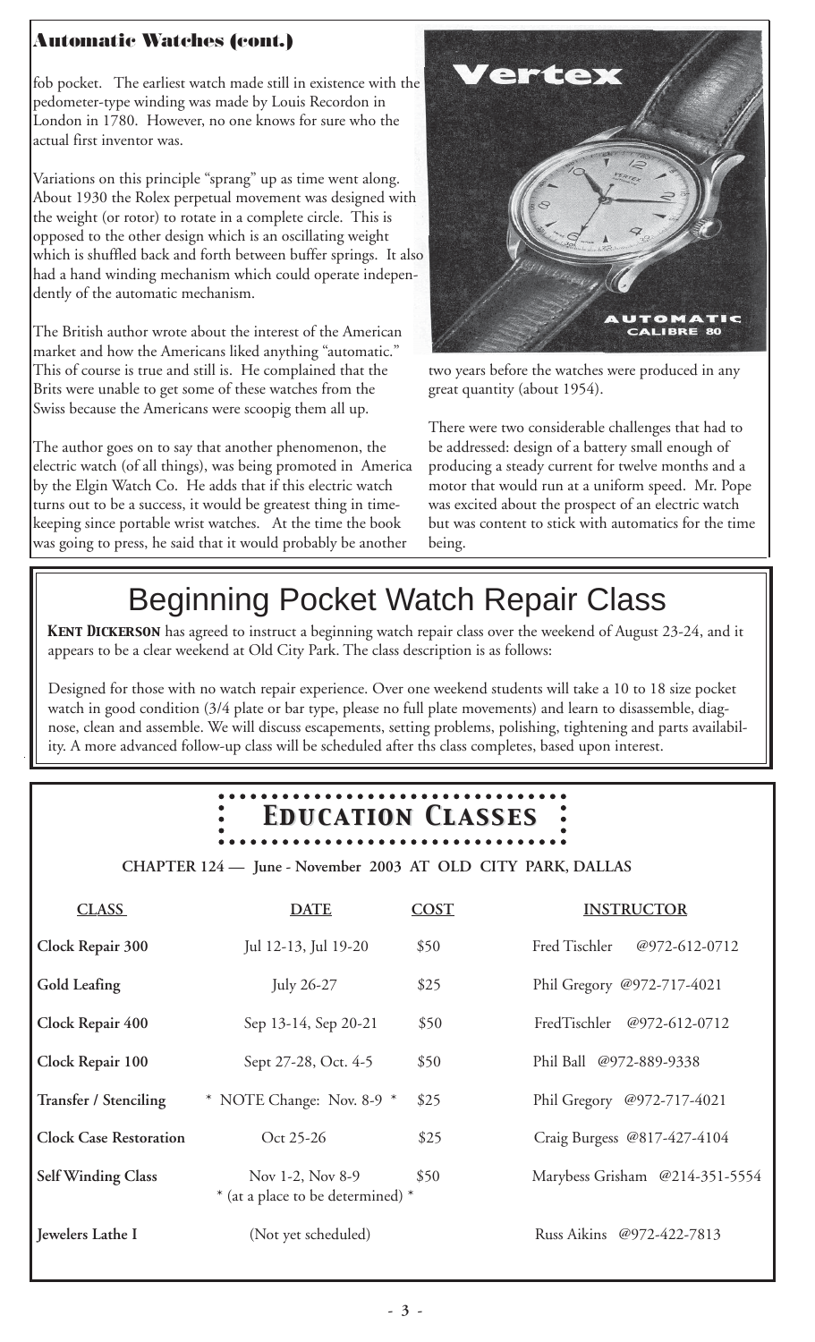## Automatic Watches (cont.)

fob pocket. The earliest watch made still in existence with the pedometer-type winding was made by Louis Recordon in London in 1780. However, no one knows for sure who the actual first inventor was.

Variations on this principle "sprang" up as time went along. About 1930 the Rolex perpetual movement was designed with the weight (or rotor) to rotate in a complete circle. This is opposed to the other design which is an oscillating weight which is shuffled back and forth between buffer springs. It also had a hand winding mechanism which could operate independently of the automatic mechanism.

The British author wrote about the interest of the American market and how the Americans liked anything "automatic." This of course is true and still is. He complained that the Brits were unable to get some of these watches from the Swiss because the Americans were scoopig them all up.

The author goes on to say that another phenomenon, the electric watch (of all things), was being promoted in America by the Elgin Watch Co. He adds that if this electric watch turns out to be a success, it would be greatest thing in timekeeping since portable wrist watches. At the time the book was going to press, he said that it would probably be another two years before the watches were produced in any great quantity (about 1954).

There were two considerable challenges that had to be addressed: design of a battery small enough of producing a steady current for twelve months and a motor that would run at a uniform speed. Mr. Pope was excited about the prospect of an electric watch but was content to stick with automatics for the time being.

# Beginning Pocket Watch Repair Class

**Kent Dickerson** has agreed to instruct a beginning watch repair class over the weekend of August 23-24, and it appears to be a clear weekend at Old City Park. The class description is as follows:

Designed for those with no watch repair experience. Over one weekend students will take a 10 to 18 size pocket watch in good condition (3/4 plate or bar type, please no full plate movements) and learn to disassemble, diagnose, clean and assemble. We will discuss escapements, setting problems, polishing, tightening and parts availability. A more advanced follow-up class will be scheduled after ths class completes, based upon interest.

# Education Classes

**CHAPTER 124 — June - November 2003 AT OLD CITY PARK, DALLAS**

| CLASS | DATE | COST | INSTRUCTOR |
|---|---|---|---|
| **Clock Repair 300** | Jul 12-13, Jul 19-20 | $50 | Fred Tischler @972-612-0712 |
| **Gold Leafing** | July 26-27 | $25 | Phil Gregory @972-717-4021 |
| **Clock Repair 400** | Sep 13-14, Sep 20-21 | $50 | FredTischler @972-612-0712 |
| **Clock Repair 100** | Sept 27-28, Oct. 4-5 | $50 | Phil Ball @972-889-9338 |
| **Transfer / Stenciling** | * NOTE Change: Nov. 8-9 * | $25 | Phil Gregory @972-717-4021 |
| **Clock Case Restoration** | Oct 25-26 | $25 | Craig Burgess @817-427-4104 |
| **Self Winding Class** | Nov 1-2, Nov 8-9 * (at a place to be determined) * | $50 | Marybess Grisham @214-351-5554 |
| **Jewelers Lathe I** | (Not yet scheduled) | | Russ Aikins @972-422-7813 |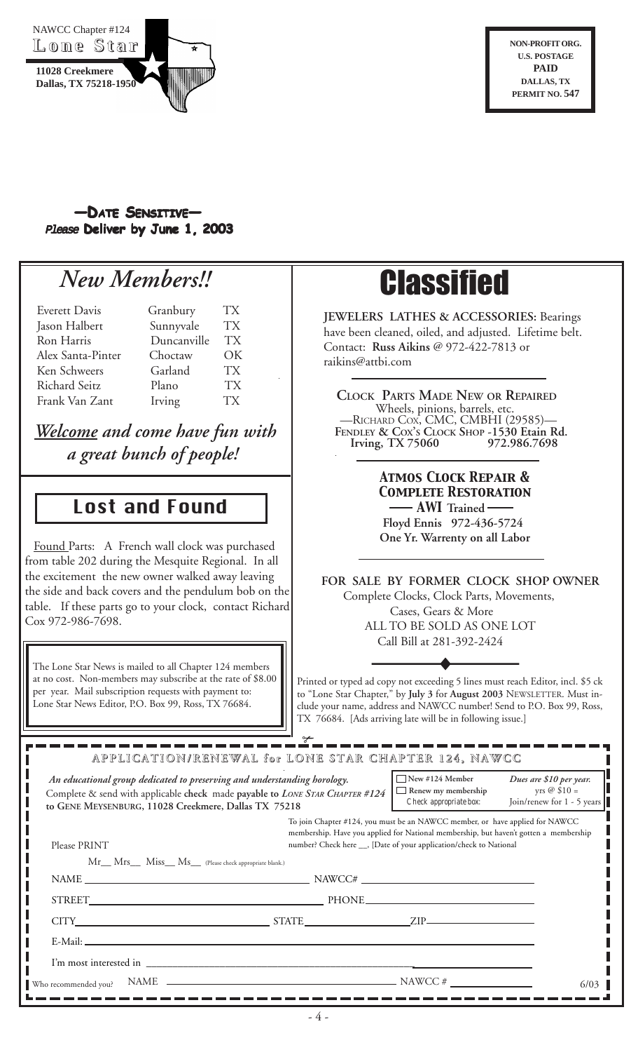NAWCC Chapter #124
Lone Star
11028 Creekmere
Dallas, TX 75218-1950

NON-PROFIT ORG.
U.S. POSTAGE
PAID
DALLAS, TX
PERMIT NO. 547

**—DATE SENSITIVE—**
***Please* Deliver by June 1, 2003**

# *New Members!!*

| | | |
|---|---|---|
| Everett Davis | Granbury | TX |
| Jason Halbert | Sunnyvale | TX |
| Ron Harris | Duncanville | TX |
| Alex Santa-Pinter | Choctaw | OK |
| Ken Schweers | Garland | TX |
| Richard Seitz | Plano | TX |
| Frank Van Zant | Irving | TX |

***Welcome and come have fun with a great bunch of people!***

## Lost and Found

Found Parts: A French wall clock was purchased from table 202 during the Mesquite Regional. In all the excitement the new owner walked away leaving the side and back covers and the pendulum bob on the table. If these parts go to your clock, contact Richard Cox 972-986-7698.

The Lone Star News is mailed to all Chapter 124 members at no cost. Non-members may subscribe at the rate of $8.00 per year. Mail subscription requests with payment to: Lone Star News Editor, P.O. Box 99, Ross, TX 76684.

# Classified

**JEWELERS LATHES & ACCESSORIES:** Bearings have been cleaned, oiled, and adjusted. Lifetime belt. Contact: **Russ Aikins** @ 972-422-7813 or raikins@attbi.com

**CLOCK PARTS MADE NEW OR REPAIRED**
Wheels, pinions, barrels, etc.
—RICHARD COX, CMC, CMBHI (29585)—
**FENDLEY & COX'S CLOCK SHOP -1530 Etain Rd.**
**Irving, TX 75060 972.986.7698**

***ATMOS CLOCK REPAIR & COMPLETE RESTORATION***
**—— AWI Trained ——**
**Floyd Ennis 972-436-5724**
**One Yr. Warrenty on all Labor**

**FOR SALE BY FORMER CLOCK SHOP OWNER**
Complete Clocks, Clock Parts, Movements, Cases, Gears & More
ALL TO BE SOLD AS ONE LOT
Call Bill at 281-392-2424

Printed or typed ad copy not exceeding 5 lines must reach Editor, incl. $5 ck to "Lone Star Chapter," by **July 3** for **August 2003** NEWSLETTER. Must include your name, address and NAWCC number! Send to P.O. Box 99, Ross, TX 76684. [Ads arriving late will be in following issue.]

---

### APPLICATION/RENEWAL for LONE STAR CHAPTER 124, NAWCC

***An educational group dedicated to preserving and understanding horology.***
Complete & send with applicable **check** made **payable to** ***LONE STAR CHAPTER #124*** **to GENE MEYSENBURG, 11028 Creekmere, Dallas TX 75218**

☐ **New #124 Member**
☐ **Renew my membership**
Check appropriate box:

*Dues are $10 per year.*
yrs @ $10 =
Join/renew for 1 - 5 years

To join Chapter #124, you must be an NAWCC member, or have applied for NAWCC membership. Have you applied for National membership, but haven't gotten a membership number? Check here __, [Date of your application/check to National

Please PRINT

Mr__ Mrs__ Miss__ Ms__ (Please check appropriate blank.)

NAME ______________________ NAWCC# ______________

STREET ______________________ PHONE ______________

CITY ______________ STATE ______________ ZIP ______________

E-Mail: ______________________

I'm most interested in ______________________

Who recommended you? NAME ______________________ NAWCC # ______________ 6/03